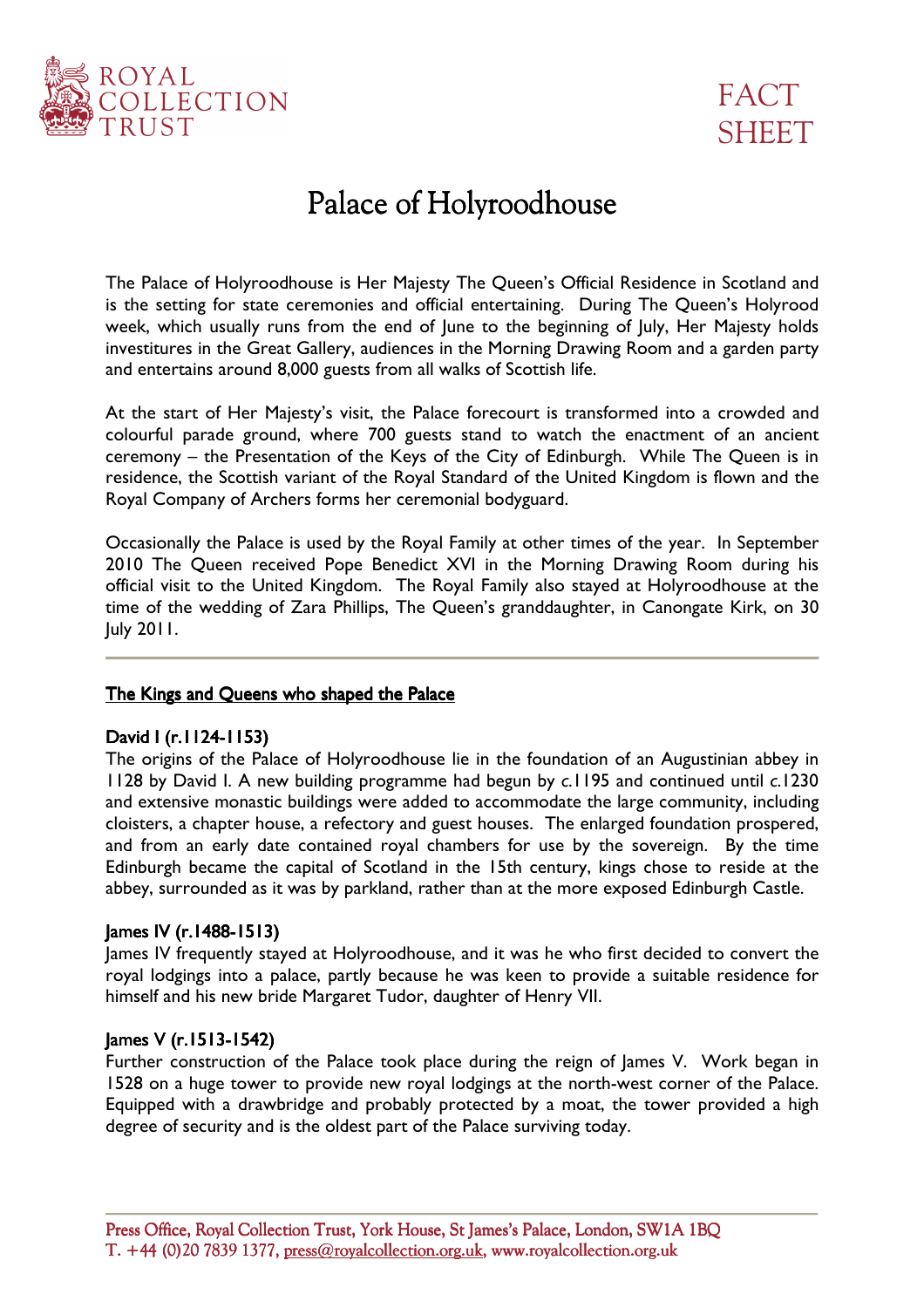ROYAL COLLECTION TRUST

FACT SHEET

# Palace of Holyroodhouse

The Palace of Holyroodhouse is Her Majesty The Queen's Official Residence in Scotland and is the setting for state ceremonies and official entertaining. During The Queen's Holyrood week, which usually runs from the end of June to the beginning of July, Her Majesty holds investitures in the Great Gallery, audiences in the Morning Drawing Room and a garden party and entertains around 8,000 guests from all walks of Scottish life.

At the start of Her Majesty's visit, the Palace forecourt is transformed into a crowded and colourful parade ground, where 700 guests stand to watch the enactment of an ancient ceremony – the Presentation of the Keys of the City of Edinburgh. While The Queen is in residence, the Scottish variant of the Royal Standard of the United Kingdom is flown and the Royal Company of Archers forms her ceremonial bodyguard.

Occasionally the Palace is used by the Royal Family at other times of the year. In September 2010 The Queen received Pope Benedict XVI in the Morning Drawing Room during his official visit to the United Kingdom. The Royal Family also stayed at Holyroodhouse at the time of the wedding of Zara Phillips, The Queen's granddaughter, in Canongate Kirk, on 30 July 2011.

---

## The Kings and Queens who shaped the Palace

### David I (r.1124-1153)

The origins of the Palace of Holyroodhouse lie in the foundation of an Augustinian abbey in 1128 by David I. A new building programme had begun by *c.*1195 and continued until *c.*1230 and extensive monastic buildings were added to accommodate the large community, including cloisters, a chapter house, a refectory and guest houses. The enlarged foundation prospered, and from an early date contained royal chambers for use by the sovereign. By the time Edinburgh became the capital of Scotland in the 15th century, kings chose to reside at the abbey, surrounded as it was by parkland, rather than at the more exposed Edinburgh Castle.

### James IV (r.1488-1513)

James IV frequently stayed at Holyroodhouse, and it was he who first decided to convert the royal lodgings into a palace, partly because he was keen to provide a suitable residence for himself and his new bride Margaret Tudor, daughter of Henry VII.

### James V (r.1513-1542)

Further construction of the Palace took place during the reign of James V. Work began in 1528 on a huge tower to provide new royal lodgings at the north-west corner of the Palace. Equipped with a drawbridge and probably protected by a moat, the tower provided a high degree of security and is the oldest part of the Palace surviving today.

Press Office, Royal Collection Trust, York House, St James's Palace, London, SW1A 1BQ
T. +44 (0)20 7839 1377, press@royalcollection.org.uk, www.royalcollection.org.uk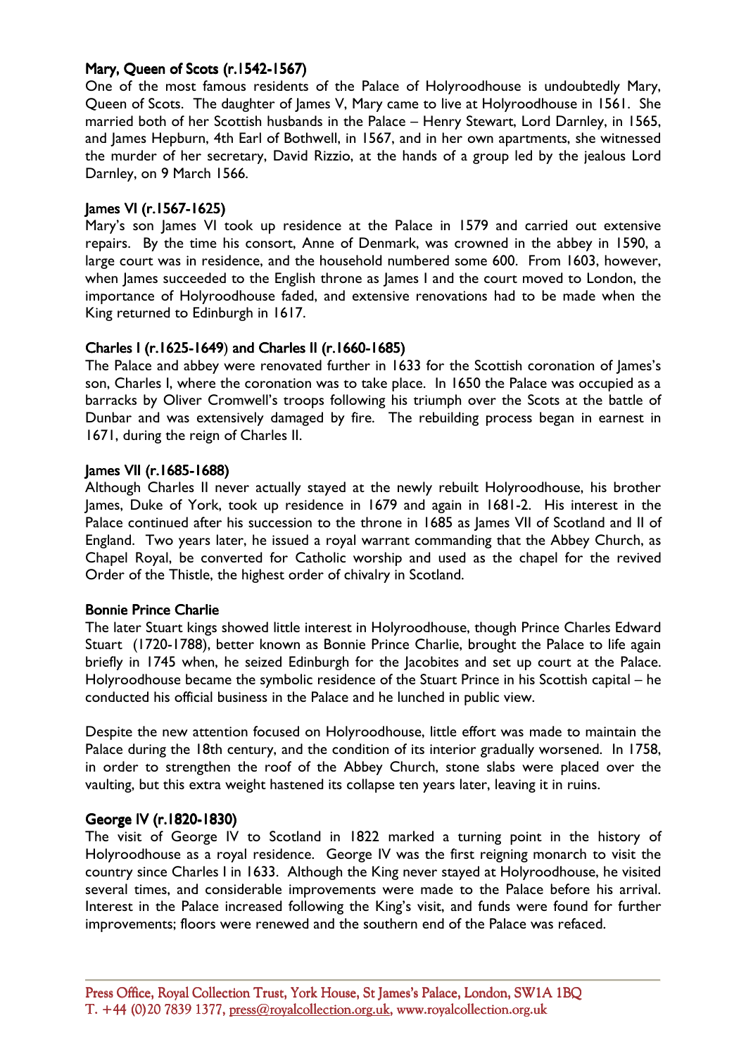### Mary, Queen of Scots (r.1542-1567)

One of the most famous residents of the Palace of Holyroodhouse is undoubtedly Mary, Queen of Scots. The daughter of James V, Mary came to live at Holyroodhouse in 1561. She married both of her Scottish husbands in the Palace – Henry Stewart, Lord Darnley, in 1565, and James Hepburn, 4th Earl of Bothwell, in 1567, and in her own apartments, she witnessed the murder of her secretary, David Rizzio, at the hands of a group led by the jealous Lord Darnley, on 9 March 1566.

### James VI (r.1567-1625)

Mary's son James VI took up residence at the Palace in 1579 and carried out extensive repairs. By the time his consort, Anne of Denmark, was crowned in the abbey in 1590, a large court was in residence, and the household numbered some 600. From 1603, however, when James succeeded to the English throne as James I and the court moved to London, the importance of Holyroodhouse faded, and extensive renovations had to be made when the King returned to Edinburgh in 1617.

### Charles I (r.1625-1649) and Charles II (r.1660-1685)

The Palace and abbey were renovated further in 1633 for the Scottish coronation of James's son, Charles I, where the coronation was to take place. In 1650 the Palace was occupied as a barracks by Oliver Cromwell's troops following his triumph over the Scots at the battle of Dunbar and was extensively damaged by fire. The rebuilding process began in earnest in 1671, during the reign of Charles II.

### James VII (r.1685-1688)

Although Charles II never actually stayed at the newly rebuilt Holyroodhouse, his brother James, Duke of York, took up residence in 1679 and again in 1681-2. His interest in the Palace continued after his succession to the throne in 1685 as James VII of Scotland and II of England. Two years later, he issued a royal warrant commanding that the Abbey Church, as Chapel Royal, be converted for Catholic worship and used as the chapel for the revived Order of the Thistle, the highest order of chivalry in Scotland.

### Bonnie Prince Charlie

The later Stuart kings showed little interest in Holyroodhouse, though Prince Charles Edward Stuart (1720-1788), better known as Bonnie Prince Charlie, brought the Palace to life again briefly in 1745 when, he seized Edinburgh for the Jacobites and set up court at the Palace. Holyroodhouse became the symbolic residence of the Stuart Prince in his Scottish capital – he conducted his official business in the Palace and he lunched in public view.

Despite the new attention focused on Holyroodhouse, little effort was made to maintain the Palace during the 18th century, and the condition of its interior gradually worsened. In 1758, in order to strengthen the roof of the Abbey Church, stone slabs were placed over the vaulting, but this extra weight hastened its collapse ten years later, leaving it in ruins.

### George IV (r.1820-1830)

The visit of George IV to Scotland in 1822 marked a turning point in the history of Holyroodhouse as a royal residence. George IV was the first reigning monarch to visit the country since Charles I in 1633. Although the King never stayed at Holyroodhouse, he visited several times, and considerable improvements were made to the Palace before his arrival. Interest in the Palace increased following the King's visit, and funds were found for further improvements; floors were renewed and the southern end of the Palace was refaced.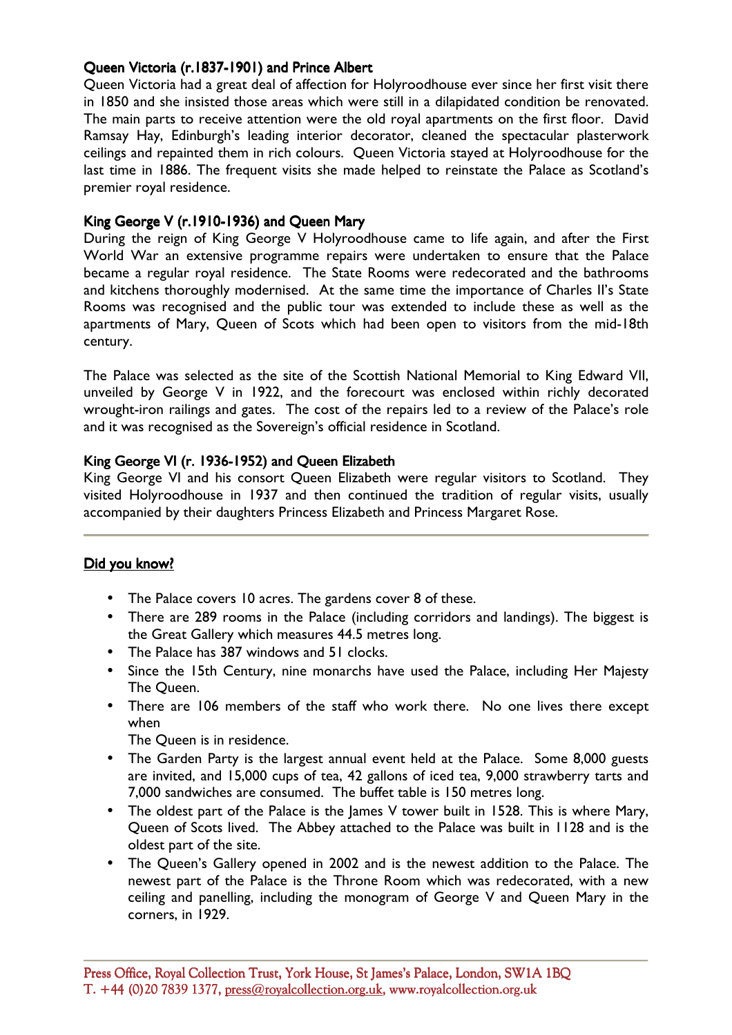**Queen Victoria (r.1837-1901) and Prince Albert**

Queen Victoria had a great deal of affection for Holyroodhouse ever since her first visit there in 1850 and she insisted those areas which were still in a dilapidated condition be renovated. The main parts to receive attention were the old royal apartments on the first floor. David Ramsay Hay, Edinburgh's leading interior decorator, cleaned the spectacular plasterwork ceilings and repainted them in rich colours. Queen Victoria stayed at Holyroodhouse for the last time in 1886. The frequent visits she made helped to reinstate the Palace as Scotland's premier royal residence.

**King George V (r.1910-1936) and Queen Mary**

During the reign of King George V Holyroodhouse came to life again, and after the First World War an extensive programme repairs were undertaken to ensure that the Palace became a regular royal residence. The State Rooms were redecorated and the bathrooms and kitchens thoroughly modernised. At the same time the importance of Charles II's State Rooms was recognised and the public tour was extended to include these as well as the apartments of Mary, Queen of Scots which had been open to visitors from the mid-18th century.

The Palace was selected as the site of the Scottish National Memorial to King Edward VII, unveiled by George V in 1922, and the forecourt was enclosed within richly decorated wrought-iron railings and gates. The cost of the repairs led to a review of the Palace's role and it was recognised as the Sovereign's official residence in Scotland.

**King George VI (r. 1936-1952) and Queen Elizabeth**

King George VI and his consort Queen Elizabeth were regular visitors to Scotland. They visited Holyroodhouse in 1937 and then continued the tradition of regular visits, usually accompanied by their daughters Princess Elizabeth and Princess Margaret Rose.

---

**Did you know?**

- The Palace covers 10 acres. The gardens cover 8 of these.
- There are 289 rooms in the Palace (including corridors and landings). The biggest is the Great Gallery which measures 44.5 metres long.
- The Palace has 387 windows and 51 clocks.
- Since the 15th Century, nine monarchs have used the Palace, including Her Majesty The Queen.
- There are 106 members of the staff who work there. No one lives there except when The Queen is in residence.
- The Garden Party is the largest annual event held at the Palace. Some 8,000 guests are invited, and 15,000 cups of tea, 42 gallons of iced tea, 9,000 strawberry tarts and 7,000 sandwiches are consumed. The buffet table is 150 metres long.
- The oldest part of the Palace is the James V tower built in 1528. This is where Mary, Queen of Scots lived. The Abbey attached to the Palace was built in 1128 and is the oldest part of the site.
- The Queen's Gallery opened in 2002 and is the newest addition to the Palace. The newest part of the Palace is the Throne Room which was redecorated, with a new ceiling and panelling, including the monogram of George V and Queen Mary in the corners, in 1929.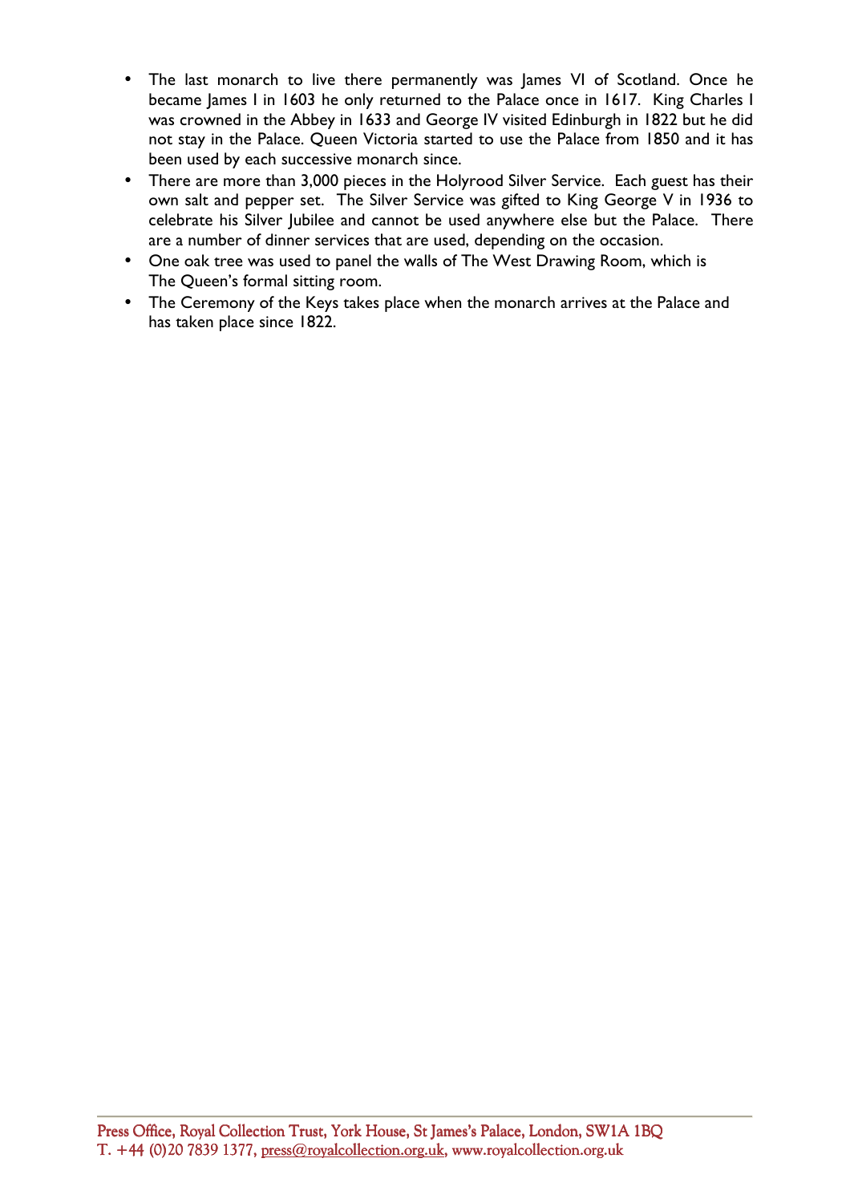- The last monarch to live there permanently was James VI of Scotland. Once he became James I in 1603 he only returned to the Palace once in 1617. King Charles I was crowned in the Abbey in 1633 and George IV visited Edinburgh in 1822 but he did not stay in the Palace. Queen Victoria started to use the Palace from 1850 and it has been used by each successive monarch since.
- There are more than 3,000 pieces in the Holyrood Silver Service. Each guest has their own salt and pepper set. The Silver Service was gifted to King George V in 1936 to celebrate his Silver Jubilee and cannot be used anywhere else but the Palace. There are a number of dinner services that are used, depending on the occasion.
- One oak tree was used to panel the walls of The West Drawing Room, which is The Queen's formal sitting room.
- The Ceremony of the Keys takes place when the monarch arrives at the Palace and has taken place since 1822.

Press Office, Royal Collection Trust, York House, St James's Palace, London, SW1A 1BQ
T. +44 (0)20 7839 1377, press@royalcollection.org.uk, www.royalcollection.org.uk